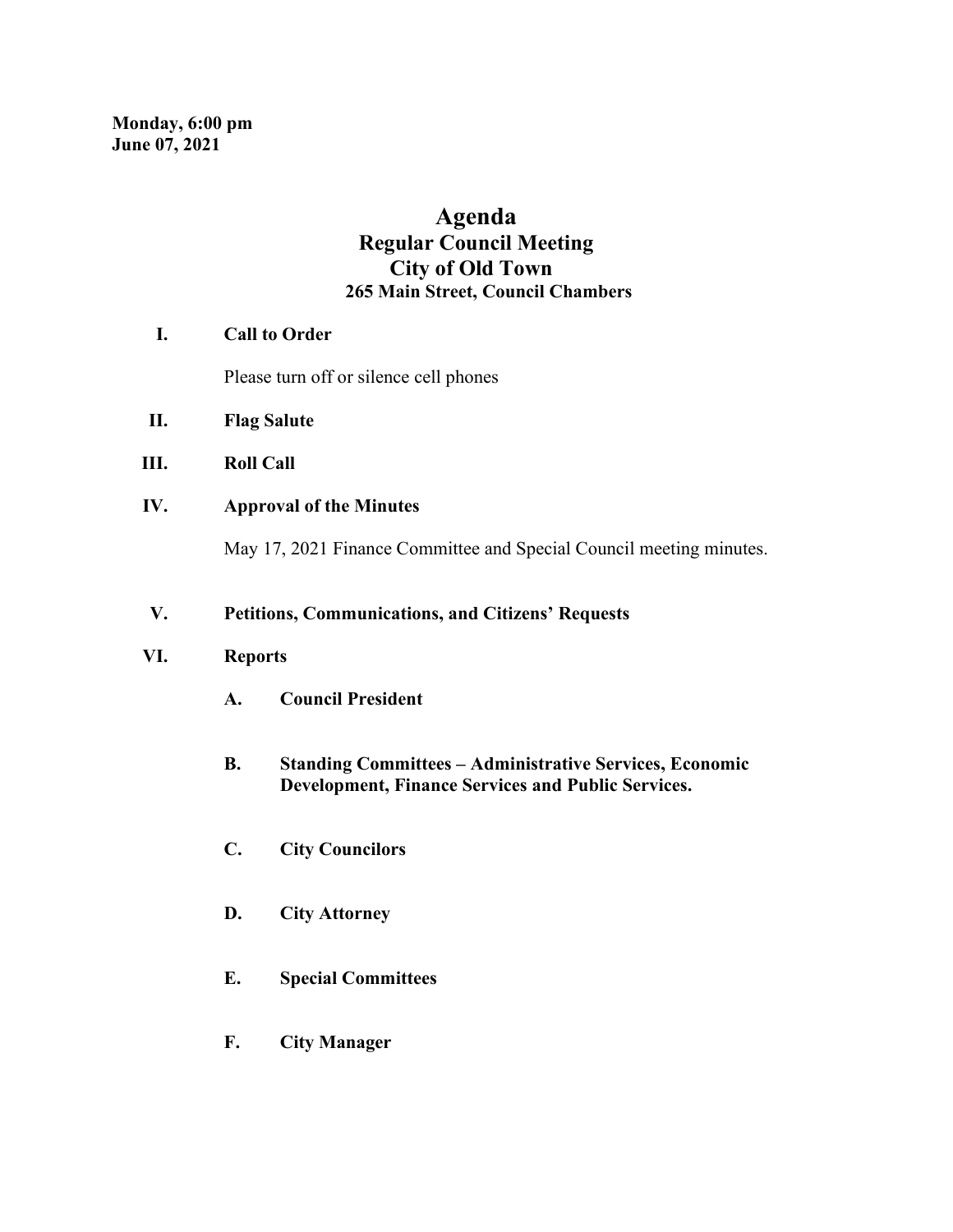**Monday, 6:00 pm**
**June 07, 2021**

# Agenda
## Regular Council Meeting
## City of Old Town
### 265 Main Street, Council Chambers

**I. Call to Order**

Please turn off or silence cell phones

**II. Flag Salute**

**III. Roll Call**

**IV. Approval of the Minutes**

May 17, 2021 Finance Committee and Special Council meeting minutes.

**V. Petitions, Communications, and Citizens' Requests**

**VI. Reports**

**A. Council President**

**B. Standing Committees – Administrative Services, Economic Development, Finance Services and Public Services.**

**C. City Councilors**

**D. City Attorney**

**E. Special Committees**

**F. City Manager**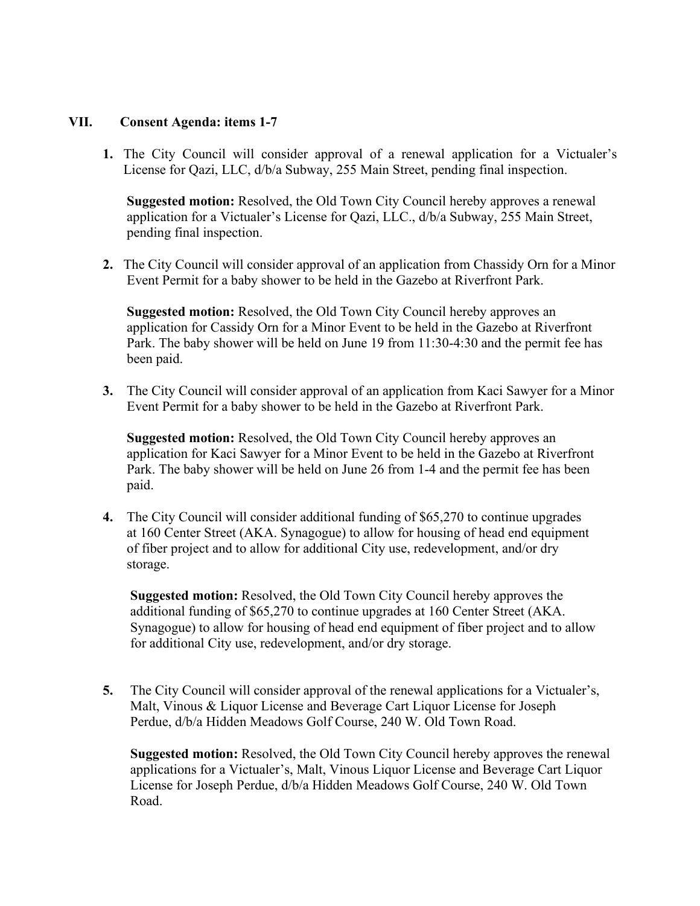## VII. Consent Agenda: items 1-7

1. The City Council will consider approval of a renewal application for a Victualer's License for Qazi, LLC, d/b/a Subway, 255 Main Street, pending final inspection.

   **Suggested motion:** Resolved, the Old Town City Council hereby approves a renewal application for a Victualer's License for Qazi, LLC., d/b/a Subway, 255 Main Street, pending final inspection.

2. The City Council will consider approval of an application from Chassidy Orn for a Minor Event Permit for a baby shower to be held in the Gazebo at Riverfront Park.

   **Suggested motion:** Resolved, the Old Town City Council hereby approves an application for Cassidy Orn for a Minor Event to be held in the Gazebo at Riverfront Park. The baby shower will be held on June 19 from 11:30-4:30 and the permit fee has been paid.

3. The City Council will consider approval of an application from Kaci Sawyer for a Minor Event Permit for a baby shower to be held in the Gazebo at Riverfront Park.

   **Suggested motion:** Resolved, the Old Town City Council hereby approves an application for Kaci Sawyer for a Minor Event to be held in the Gazebo at Riverfront Park. The baby shower will be held on June 26 from 1-4 and the permit fee has been paid.

4. The City Council will consider additional funding of $65,270 to continue upgrades at 160 Center Street (AKA. Synagogue) to allow for housing of head end equipment of fiber project and to allow for additional City use, redevelopment, and/or dry storage.

   **Suggested motion:** Resolved, the Old Town City Council hereby approves the additional funding of $65,270 to continue upgrades at 160 Center Street (AKA. Synagogue) to allow for housing of head end equipment of fiber project and to allow for additional City use, redevelopment, and/or dry storage.

5. The City Council will consider approval of the renewal applications for a Victualer's, Malt, Vinous & Liquor License and Beverage Cart Liquor License for Joseph Perdue, d/b/a Hidden Meadows Golf Course, 240 W. Old Town Road.

   **Suggested motion:** Resolved, the Old Town City Council hereby approves the renewal applications for a Victualer's, Malt, Vinous Liquor License and Beverage Cart Liquor License for Joseph Perdue, d/b/a Hidden Meadows Golf Course, 240 W. Old Town Road.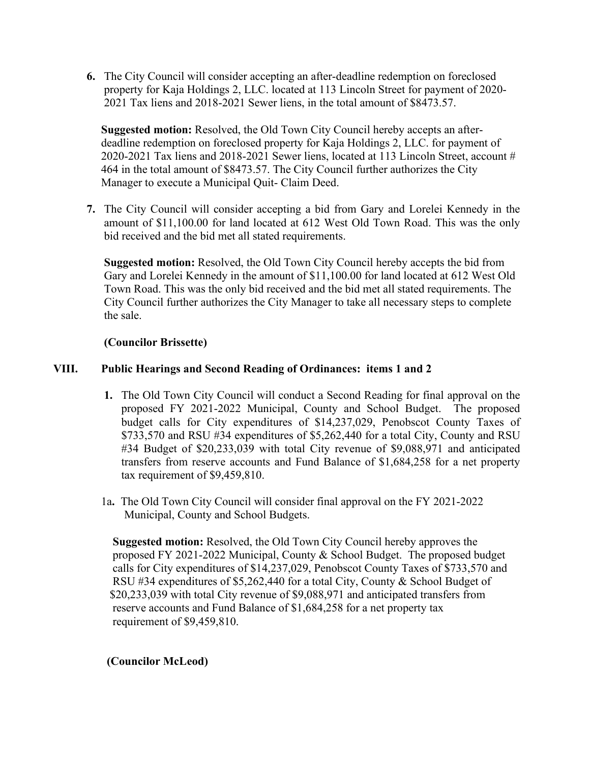6. The City Council will consider accepting an after-deadline redemption on foreclosed property for Kaja Holdings 2, LLC. located at 113 Lincoln Street for payment of 2020-2021 Tax liens and 2018-2021 Sewer liens, in the total amount of $8473.57.

   **Suggested motion:** Resolved, the Old Town City Council hereby accepts an after-deadline redemption on foreclosed property for Kaja Holdings 2, LLC. for payment of 2020-2021 Tax liens and 2018-2021 Sewer liens, located at 113 Lincoln Street, account # 464 in the total amount of $8473.57. The City Council further authorizes the City Manager to execute a Municipal Quit- Claim Deed.

7. The City Council will consider accepting a bid from Gary and Lorelei Kennedy in the amount of $11,100.00 for land located at 612 West Old Town Road. This was the only bid received and the bid met all stated requirements.

   **Suggested motion:** Resolved, the Old Town City Council hereby accepts the bid from Gary and Lorelei Kennedy in the amount of $11,100.00 for land located at 612 West Old Town Road. This was the only bid received and the bid met all stated requirements. The City Council further authorizes the City Manager to take all necessary steps to complete the sale.

   **(Councilor Brissette)**

## VIII. Public Hearings and Second Reading of Ordinances: items 1 and 2

1. The Old Town City Council will conduct a Second Reading for final approval on the proposed FY 2021-2022 Municipal, County and School Budget. The proposed budget calls for City expenditures of $14,237,029, Penobscot County Taxes of $733,570 and RSU #34 expenditures of $5,262,440 for a total City, County and RSU #34 Budget of $20,233,039 with total City revenue of $9,088,971 and anticipated transfers from reserve accounts and Fund Balance of $1,684,258 for a net property tax requirement of $9,459,810.

1a. The Old Town City Council will consider final approval on the FY 2021-2022 Municipal, County and School Budgets.

   **Suggested motion:** Resolved, the Old Town City Council hereby approves the proposed FY 2021-2022 Municipal, County & School Budget. The proposed budget calls for City expenditures of $14,237,029, Penobscot County Taxes of $733,570 and RSU #34 expenditures of $5,262,440 for a total City, County & School Budget of $20,233,039 with total City revenue of $9,088,971 and anticipated transfers from reserve accounts and Fund Balance of $1,684,258 for a net property tax requirement of $9,459,810.

   **(Councilor McLeod)**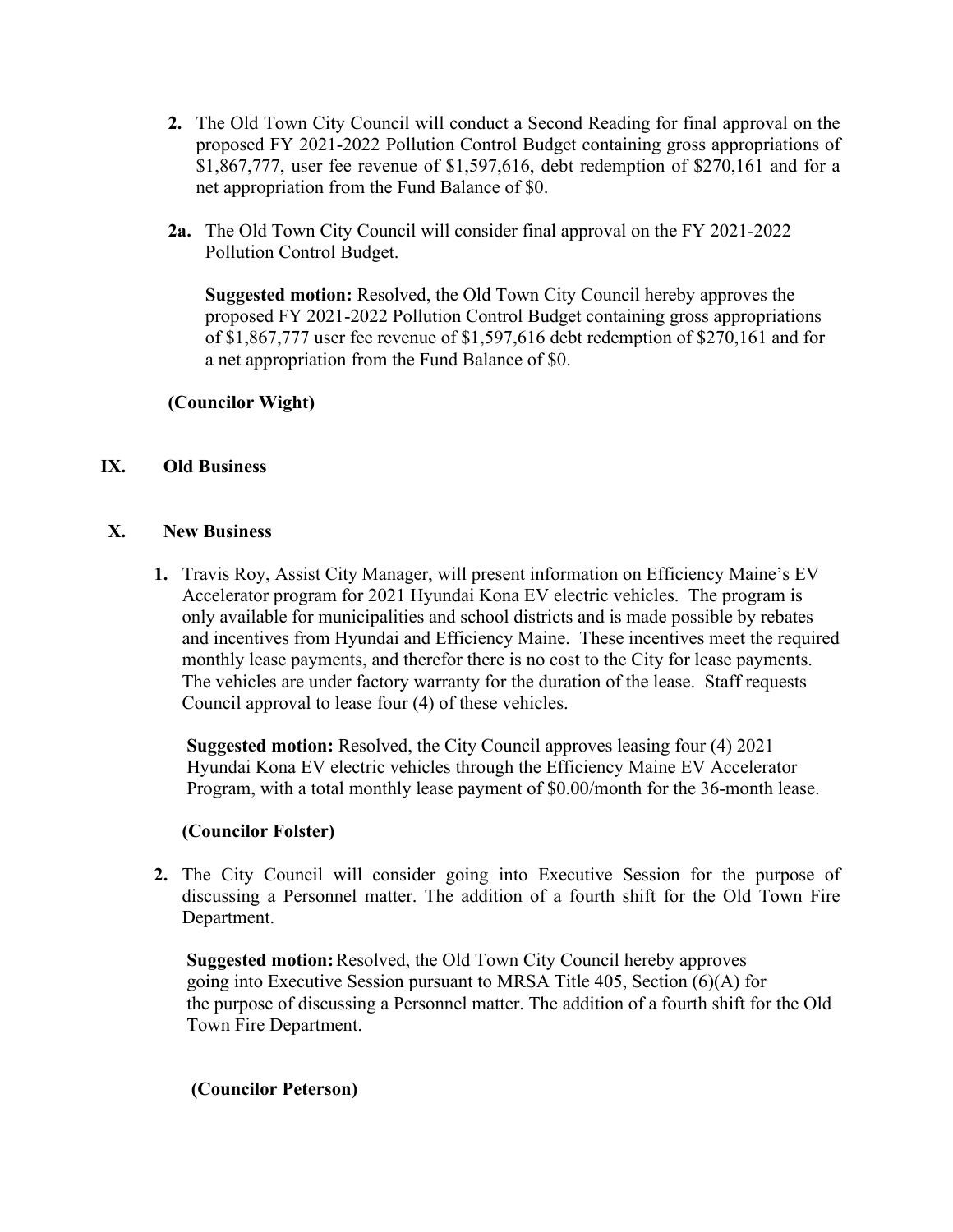2. The Old Town City Council will conduct a Second Reading for final approval on the proposed FY 2021-2022 Pollution Control Budget containing gross appropriations of $1,867,777, user fee revenue of $1,597,616, debt redemption of $270,161 and for a net appropriation from the Fund Balance of $0.

**2a.** The Old Town City Council will consider final approval on the FY 2021-2022 Pollution Control Budget.

**Suggested motion:** Resolved, the Old Town City Council hereby approves the proposed FY 2021-2022 Pollution Control Budget containing gross appropriations of $1,867,777 user fee revenue of $1,597,616 debt redemption of $270,161 and for a net appropriation from the Fund Balance of $0.

**(Councilor Wight)**

## IX. Old Business

## X. New Business

1. Travis Roy, Assist City Manager, will present information on Efficiency Maine's EV Accelerator program for 2021 Hyundai Kona EV electric vehicles. The program is only available for municipalities and school districts and is made possible by rebates and incentives from Hyundai and Efficiency Maine. These incentives meet the required monthly lease payments, and therefor there is no cost to the City for lease payments. The vehicles are under factory warranty for the duration of the lease. Staff requests Council approval to lease four (4) of these vehicles.

   **Suggested motion:** Resolved, the City Council approves leasing four (4) 2021 Hyundai Kona EV electric vehicles through the Efficiency Maine EV Accelerator Program, with a total monthly lease payment of $0.00/month for the 36-month lease.

   **(Councilor Folster)**

2. The City Council will consider going into Executive Session for the purpose of discussing a Personnel matter. The addition of a fourth shift for the Old Town Fire Department.

   **Suggested motion:** Resolved, the Old Town City Council hereby approves going into Executive Session pursuant to MRSA Title 405, Section (6)(A) for the purpose of discussing a Personnel matter. The addition of a fourth shift for the Old Town Fire Department.

   **(Councilor Peterson)**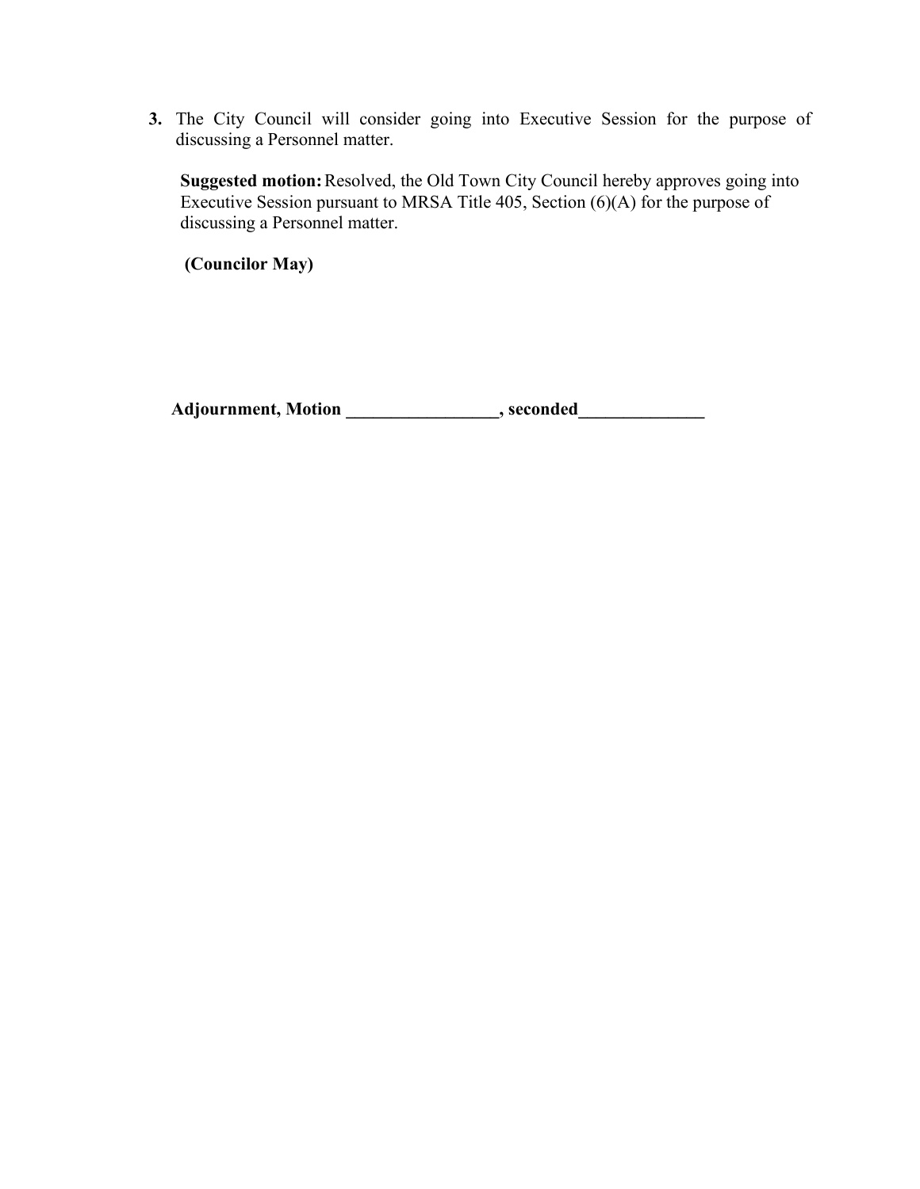3. The City Council will consider going into Executive Session for the purpose of discussing a Personnel matter.

   **Suggested motion:** Resolved, the Old Town City Council hereby approves going into Executive Session pursuant to MRSA Title 405, Section (6)(A) for the purpose of discussing a Personnel matter.

   **(Councilor May)**

**Adjournment, Motion _________________, seconded______________**